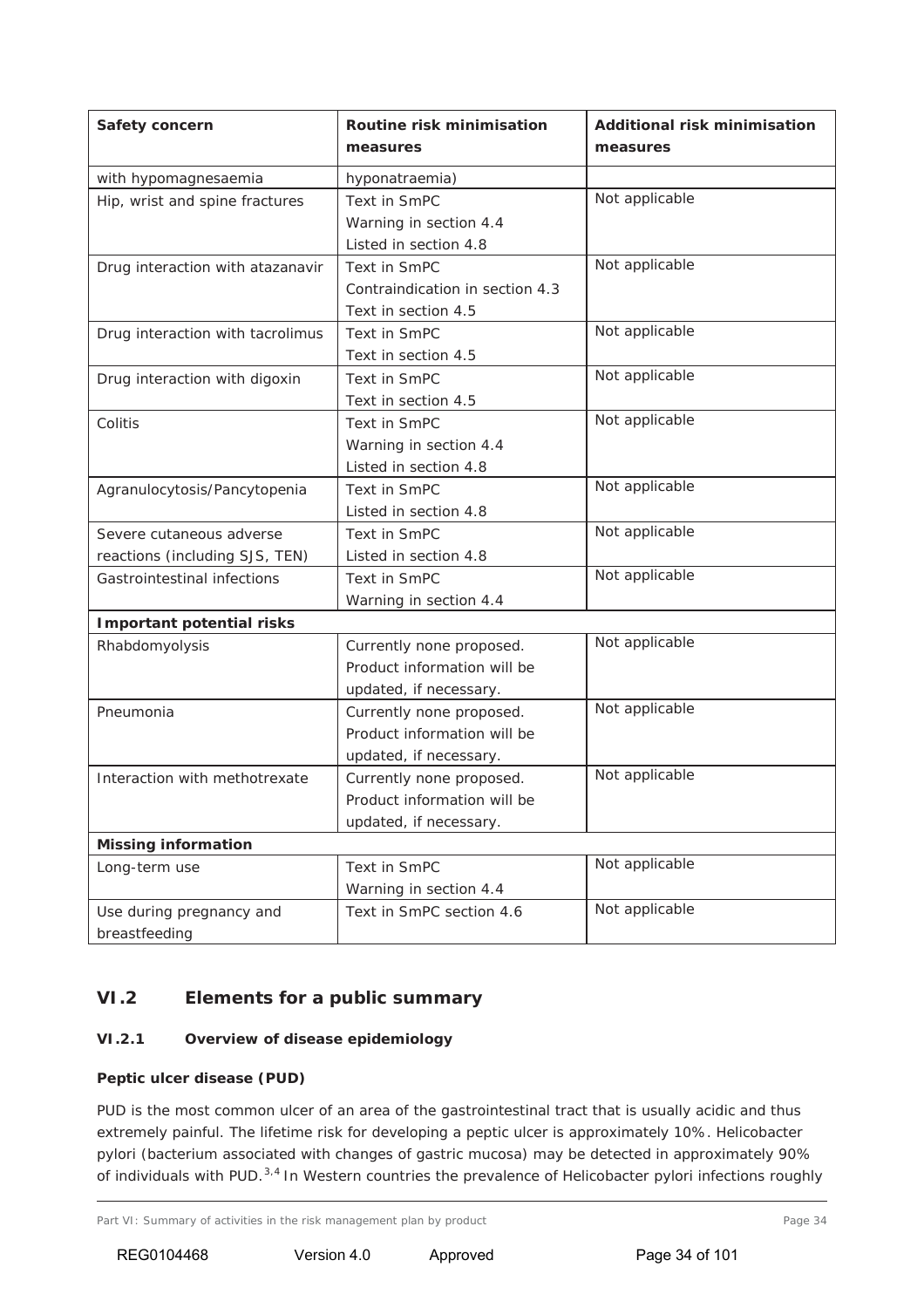| Safety concern | Routine risk minimisation measures | Additional risk minimisation measures |
|---|---|---|
| with hypomagnesaemia | hyponatraemia) | |
| Hip, wrist and spine fractures | Text in SmPC<br>Warning in section 4.4<br>Listed in section 4.8 | Not applicable |
| Drug interaction with atazanavir | Text in SmPC<br>Contraindication in section 4.3<br>Text in section 4.5 | Not applicable |
| Drug interaction with tacrolimus | Text in SmPC<br>Text in section 4.5 | Not applicable |
| Drug interaction with digoxin | Text in SmPC<br>Text in section 4.5 | Not applicable |
| Colitis | Text in SmPC<br>Warning in section 4.4<br>Listed in section 4.8 | Not applicable |
| Agranulocytosis/Pancytopenia | Text in SmPC<br>Listed in section 4.8 | Not applicable |
| Severe cutaneous adverse reactions (including SJS, TEN) | Text in SmPC<br>Listed in section 4.8 | Not applicable |
| Gastrointestinal infections | Text in SmPC<br>Warning in section 4.4 | Not applicable |
| **Important potential risks** | | |
| Rhabdomyolysis | Currently none proposed.<br>Product information will be updated, if necessary. | Not applicable |
| Pneumonia | Currently none proposed.<br>Product information will be updated, if necessary. | Not applicable |
| Interaction with methotrexate | Currently none proposed.<br>Product information will be updated, if necessary. | Not applicable |
| **Missing information** | | |
| Long-term use | Text in SmPC<br>Warning in section 4.4 | Not applicable |
| Use during pregnancy and breastfeeding | Text in SmPC section 4.6 | Not applicable |

## VI.2 Elements for a public summary

### VI.2.1 Overview of disease epidemiology

**Peptic ulcer disease (PUD)**

PUD is the most common ulcer of an area of the gastrointestinal tract that is usually acidic and thus extremely painful. The lifetime risk for developing a peptic ulcer is approximately 10%. Helicobacter pylori (bacterium associated with changes of gastric mucosa) may be detected in approximately 90% of individuals with PUD.[3,4] In Western countries the prevalence of Helicobacter pylori infections roughly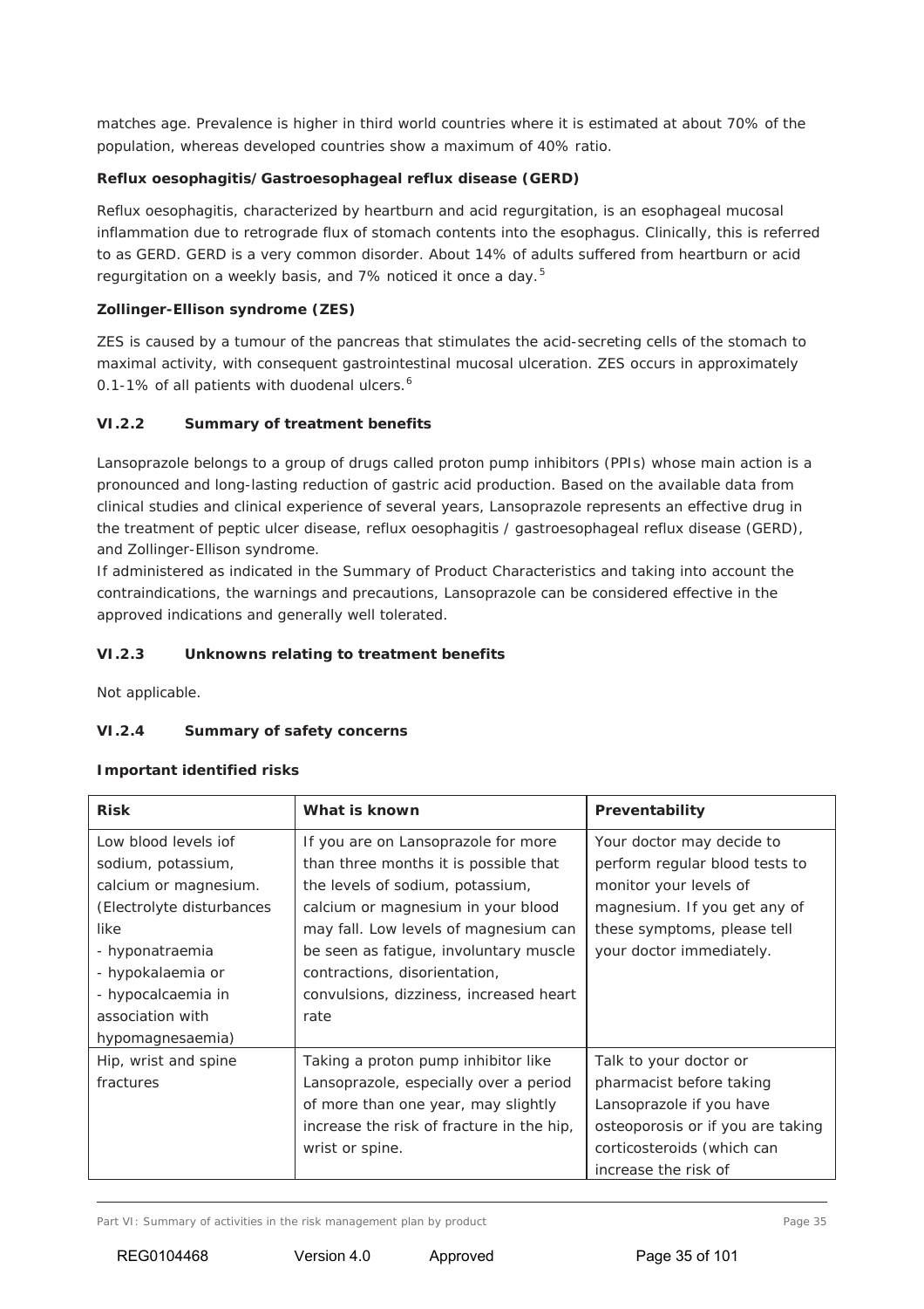matches age. Prevalence is higher in third world countries where it is estimated at about 70% of the population, whereas developed countries show a maximum of 40% ratio.

**Reflux oesophagitis/Gastroesophageal reflux disease (GERD)**

Reflux oesophagitis, characterized by heartburn and acid regurgitation, is an esophageal mucosal inflammation due to retrograde flux of stomach contents into the esophagus. Clinically, this is referred to as GERD. GERD is a very common disorder. About 14% of adults suffered from heartburn or acid regurgitation on a weekly basis, and 7% noticed it once a day.[5]

**Zollinger-Ellison syndrome (ZES)**

ZES is caused by a tumour of the pancreas that stimulates the acid-secreting cells of the stomach to maximal activity, with consequent gastrointestinal mucosal ulceration. ZES occurs in approximately 0.1-1% of all patients with duodenal ulcers.[6]

### VI.2.2 Summary of treatment benefits

Lansoprazole belongs to a group of drugs called proton pump inhibitors (PPIs) whose main action is a pronounced and long-lasting reduction of gastric acid production. Based on the available data from clinical studies and clinical experience of several years, Lansoprazole represents an effective drug in the treatment of peptic ulcer disease, reflux oesophagitis / gastroesophageal reflux disease (GERD), and Zollinger-Ellison syndrome.
If administered as indicated in the Summary of Product Characteristics and taking into account the contraindications, the warnings and precautions, Lansoprazole can be considered effective in the approved indications and generally well tolerated.

### VI.2.3 Unknowns relating to treatment benefits

Not applicable.

### VI.2.4 Summary of safety concerns

**Important identified risks**

| Risk | What is known | Preventability |
|---|---|---|
| Low blood levels iof sodium, potassium, calcium or magnesium. (Electrolyte disturbances like<br>- hyponatraemia<br>- hypokalaemia or<br>- hypocalcaemia in association with hypomagnesaemia) | If you are on Lansoprazole for more than three months it is possible that the levels of sodium, potassium, calcium or magnesium in your blood may fall. Low levels of magnesium can be seen as fatigue, involuntary muscle contractions, disorientation, convulsions, dizziness, increased heart rate | Your doctor may decide to perform regular blood tests to monitor your levels of magnesium. If you get any of these symptoms, please tell your doctor immediately. |
| Hip, wrist and spine fractures | Taking a proton pump inhibitor like Lansoprazole, especially over a period of more than one year, may slightly increase the risk of fracture in the hip, wrist or spine. | Talk to your doctor or pharmacist before taking Lansoprazole if you have osteoporosis or if you are taking corticosteroids (which can increase the risk of |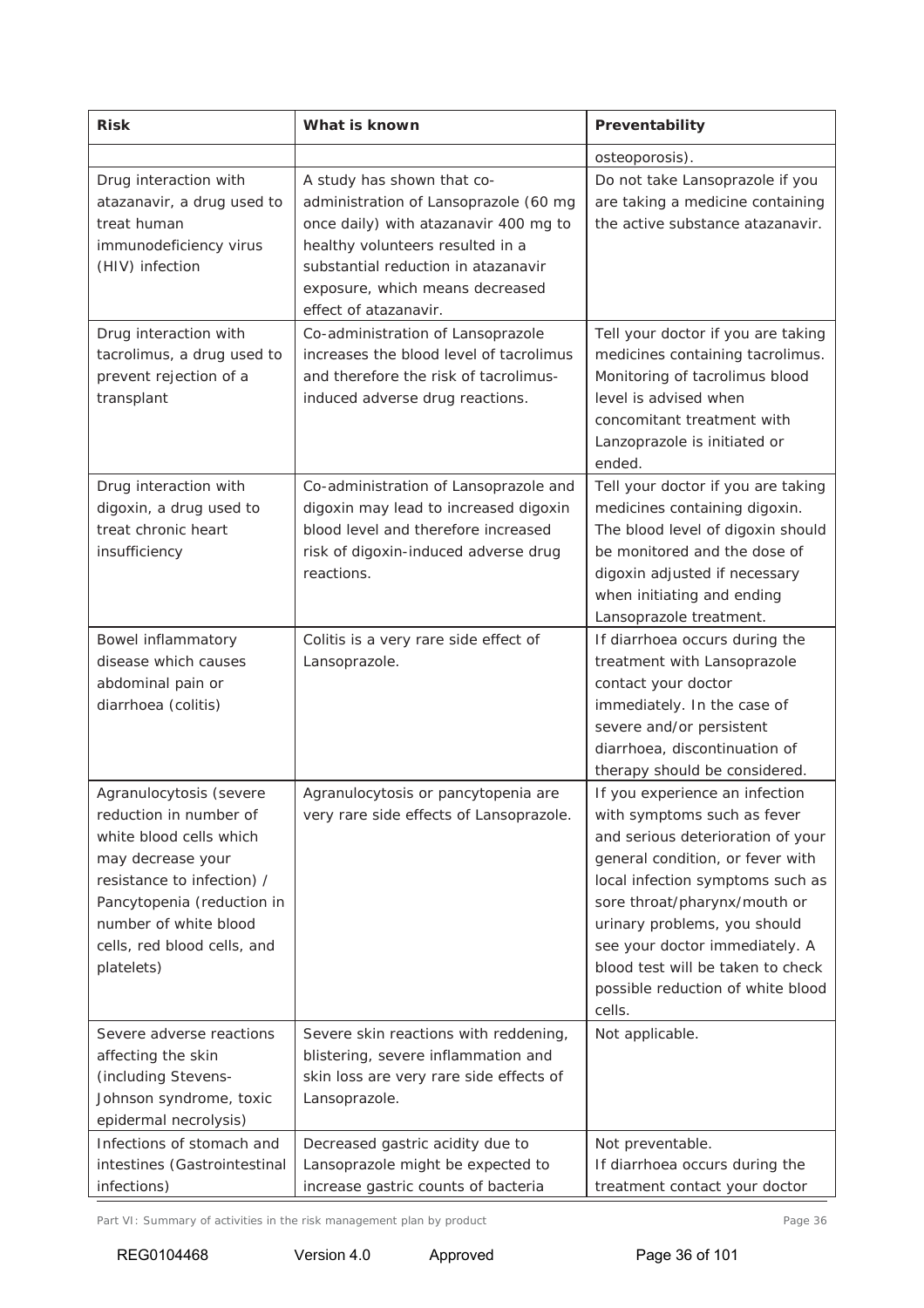| Risk | What is known | Preventability |
|---|---|---|
| | | osteoporosis). |
| Drug interaction with atazanavir, a drug used to treat human immunodeficiency virus (HIV) infection | A study has shown that co-administration of Lansoprazole (60 mg once daily) with atazanavir 400 mg to healthy volunteers resulted in a substantial reduction in atazanavir exposure, which means decreased effect of atazanavir. | Do not take Lansoprazole if you are taking a medicine containing the active substance atazanavir. |
| Drug interaction with tacrolimus, a drug used to prevent rejection of a transplant | Co-administration of Lansoprazole increases the blood level of tacrolimus and therefore the risk of tacrolimus-induced adverse drug reactions. | Tell your doctor if you are taking medicines containing tacrolimus. Monitoring of tacrolimus blood level is advised when concomitant treatment with Lanzoprazole is initiated or ended. |
| Drug interaction with digoxin, a drug used to treat chronic heart insufficiency | Co-administration of Lansoprazole and digoxin may lead to increased digoxin blood level and therefore increased risk of digoxin-induced adverse drug reactions. | Tell your doctor if you are taking medicines containing digoxin. The blood level of digoxin should be monitored and the dose of digoxin adjusted if necessary when initiating and ending Lansoprazole treatment. |
| Bowel inflammatory disease which causes abdominal pain or diarrhoea (colitis) | Colitis is a very rare side effect of Lansoprazole. | If diarrhoea occurs during the treatment with Lansoprazole contact your doctor immediately. In the case of severe and/or persistent diarrhoea, discontinuation of therapy should be considered. |
| Agranulocytosis (severe reduction in number of white blood cells which may decrease your resistance to infection) / Pancytopenia (reduction in number of white blood cells, red blood cells, and platelets) | Agranulocytosis or pancytopenia are very rare side effects of Lansoprazole. | If you experience an infection with symptoms such as fever and serious deterioration of your general condition, or fever with local infection symptoms such as sore throat/pharynx/mouth or urinary problems, you should see your doctor immediately. A blood test will be taken to check possible reduction of white blood cells. |
| Severe adverse reactions affecting the skin (including Stevens-Johnson syndrome, toxic epidermal necrolysis) | Severe skin reactions with reddening, blistering, severe inflammation and skin loss are very rare side effects of Lansoprazole. | Not applicable. |
| Infections of stomach and intestines (Gastrointestinal infections) | Decreased gastric acidity due to Lansoprazole might be expected to increase gastric counts of bacteria | Not preventable. If diarrhoea occurs during the treatment contact your doctor |

Part VI: Summary of activities in the risk management plan by product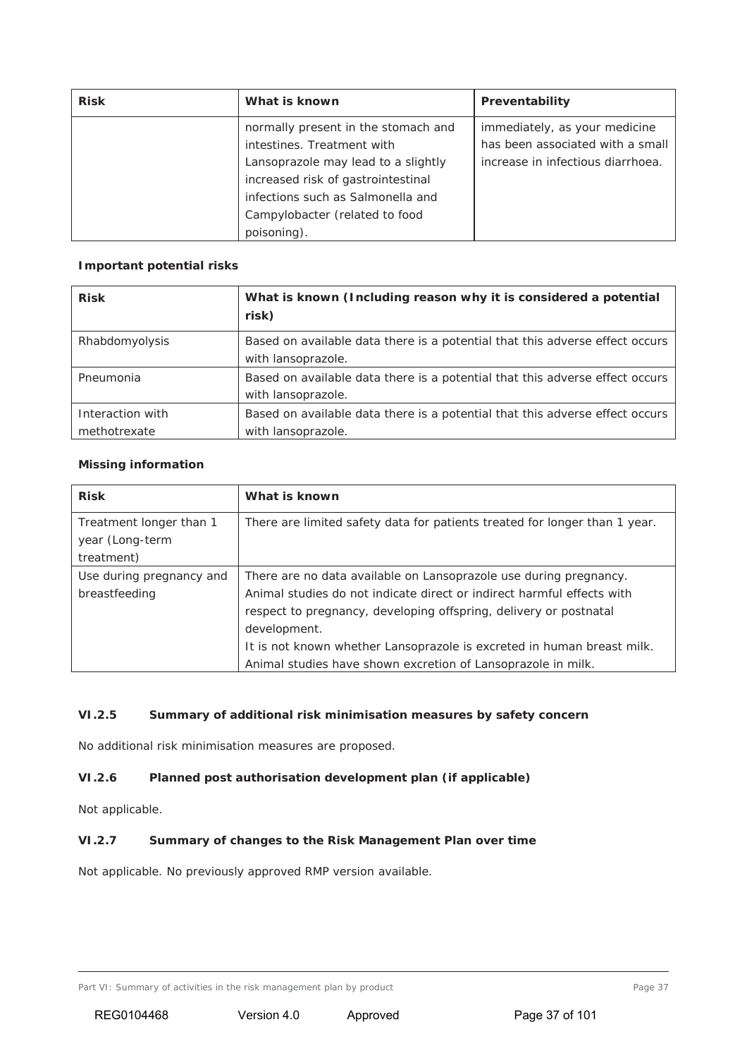| Risk | What is known | Preventability |
| --- | --- | --- |
| | normally present in the stomach and intestines. Treatment with Lansoprazole may lead to a slightly increased risk of gastrointestinal infections such as Salmonella and Campylobacter (related to food poisoning). | immediately, as your medicine has been associated with a small increase in infectious diarrhoea. |

**Important potential risks**

| Risk | What is known (Including reason why it is considered a potential risk) |
| --- | --- |
| Rhabdomyolysis | Based on available data there is a potential that this adverse effect occurs with lansoprazole. |
| Pneumonia | Based on available data there is a potential that this adverse effect occurs with lansoprazole. |
| Interaction with methotrexate | Based on available data there is a potential that this adverse effect occurs with lansoprazole. |

**Missing information**

| Risk | What is known |
| --- | --- |
| Treatment longer than 1 year (Long-term treatment) | There are limited safety data for patients treated for longer than 1 year. |
| Use during pregnancy and breastfeeding | There are no data available on Lansoprazole use during pregnancy. Animal studies do not indicate direct or indirect harmful effects with respect to pregnancy, developing offspring, delivery or postnatal development.<br>It is not known whether Lansoprazole is excreted in human breast milk. Animal studies have shown excretion of Lansoprazole in milk. |

### VI.2.5 Summary of additional risk minimisation measures by safety concern

No additional risk minimisation measures are proposed.

### VI.2.6 Planned post authorisation development plan (if applicable)

Not applicable.

### VI.2.7 Summary of changes to the Risk Management Plan over time

Not applicable. No previously approved RMP version available.